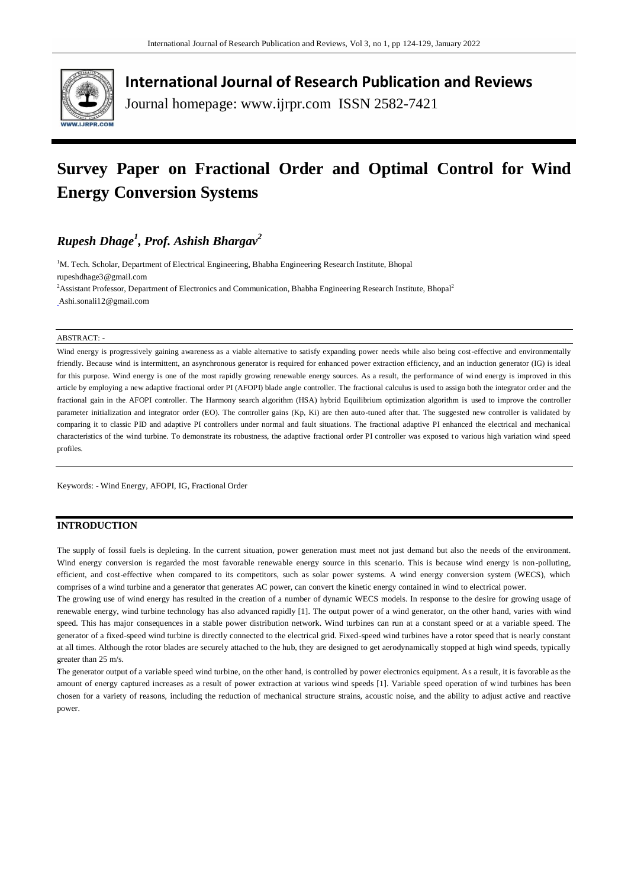# International Journal of Research Publication and Reviews

Journal homepage: www.ijrpr.com ISSN 2582-7421

# Survey Paper on Fractional Order and Optimal Control for Wind Energy Conversion Systems

***Rupesh Dhage[1], Prof. Ashish Bhargav[2]***

[1]M. Tech. Scholar, Department of Electrical Engineering, Bhabha Engineering Research Institute, Bhopal
rupeshdhage3@gmail.com

[2]Assistant Professor, Department of Electronics and Communication, Bhabha Engineering Research Institute, Bhopal[2]
Ashi.sonali12@gmail.com

ABSTRACT: -

Wind energy is progressively gaining awareness as a viable alternative to satisfy expanding power needs while also being cost-effective and environmentally friendly. Because wind is intermittent, an asynchronous generator is required for enhanced power extraction efficiency, and an induction generator (IG) is ideal for this purpose. Wind energy is one of the most rapidly growing renewable energy sources. As a result, the performance of wind energy is improved in this article by employing a new adaptive fractional order PI (AFOPI) blade angle controller. The fractional calculus is used to assign both the integrator order and the fractional gain in the AFOPI controller. The Harmony search algorithm (HSA) hybrid Equilibrium optimization algorithm is used to improve the controller parameter initialization and integrator order (EO). The controller gains (Kp, Ki) are then auto-tuned after that. The suggested new controller is validated by comparing it to classic PID and adaptive PI controllers under normal and fault situations. The fractional adaptive PI enhanced the electrical and mechanical characteristics of the wind turbine. To demonstrate its robustness, the adaptive fractional order PI controller was exposed to various high variation wind speed profiles.

Keywords: - Wind Energy, AFOPI, IG, Fractional Order

## INTRODUCTION

The supply of fossil fuels is depleting. In the current situation, power generation must meet not just demand but also the needs of the environment. Wind energy conversion is regarded the most favorable renewable energy source in this scenario. This is because wind energy is non-polluting, efficient, and cost-effective when compared to its competitors, such as solar power systems. A wind energy conversion system (WECS), which comprises of a wind turbine and a generator that generates AC power, can convert the kinetic energy contained in wind to electrical power.

The growing use of wind energy has resulted in the creation of a number of dynamic WECS models. In response to the desire for growing usage of renewable energy, wind turbine technology has also advanced rapidly [1]. The output power of a wind generator, on the other hand, varies with wind speed. This has major consequences in a stable power distribution network. Wind turbines can run at a constant speed or at a variable speed. The generator of a fixed-speed wind turbine is directly connected to the electrical grid. Fixed-speed wind turbines have a rotor speed that is nearly constant at all times. Although the rotor blades are securely attached to the hub, they are designed to get aerodynamically stopped at high wind speeds, typically greater than 25 m/s.

The generator output of a variable speed wind turbine, on the other hand, is controlled by power electronics equipment. As a result, it is favorable as the amount of energy captured increases as a result of power extraction at various wind speeds [1]. Variable speed operation of wind turbines has been chosen for a variety of reasons, including the reduction of mechanical structure strains, acoustic noise, and the ability to adjust active and reactive power.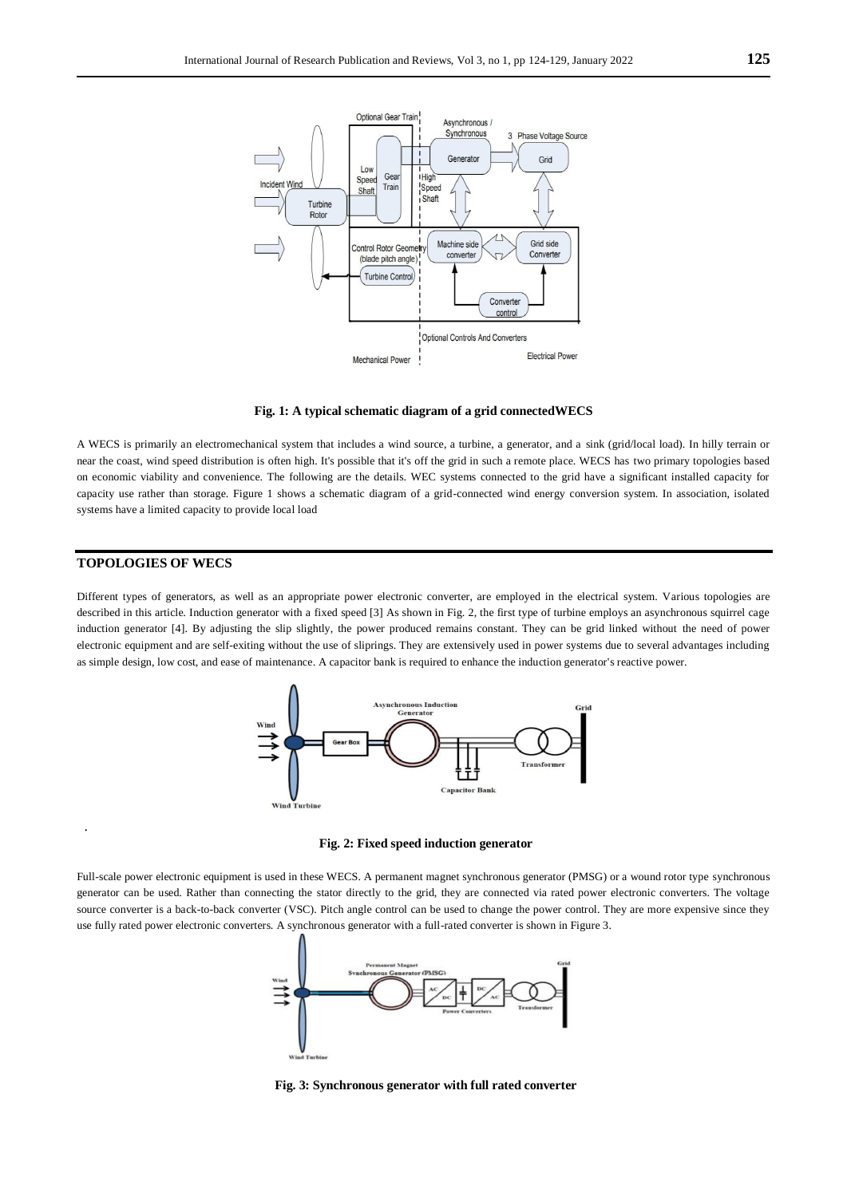Fig. 1: A typical schematic diagram of a grid connectedWECS

A WECS is primarily an electromechanical system that includes a wind source, a turbine, a generator, and a sink (grid/local load). In hilly terrain or near the coast, wind speed distribution is often high. It's possible that it's off the grid in such a remote place. WECS has two primary topologies based on economic viability and convenience. The following are the details. WEC systems connected to the grid have a significant installed capacity for capacity use rather than storage. Figure 1 shows a schematic diagram of a grid-connected wind energy conversion system. In association, isolated systems have a limited capacity to provide local load

## TOPOLOGIES OF WECS

Different types of generators, as well as an appropriate power electronic converter, are employed in the electrical system. Various topologies are described in this article. Induction generator with a fixed speed [3] As shown in Fig. 2, the first type of turbine employs an asynchronous squirrel cage induction generator [4]. By adjusting the slip slightly, the power produced remains constant. They can be grid linked without the need of power electronic equipment and are self-exiting without the use of sliprings. They are extensively used in power systems due to several advantages including as simple design, low cost, and ease of maintenance. A capacitor bank is required to enhance the induction generator's reactive power.

Fig. 2: Fixed speed induction generator

Full-scale power electronic equipment is used in these WECS. A permanent magnet synchronous generator (PMSG) or a wound rotor type synchronous generator can be used. Rather than connecting the stator directly to the grid, they are connected via rated power electronic converters. The voltage source converter is a back-to-back converter (VSC). Pitch angle control can be used to change the power control. They are more expensive since they use fully rated power electronic converters. A synchronous generator with a full-rated converter is shown in Figure 3.

Fig. 3: Synchronous generator with full rated converter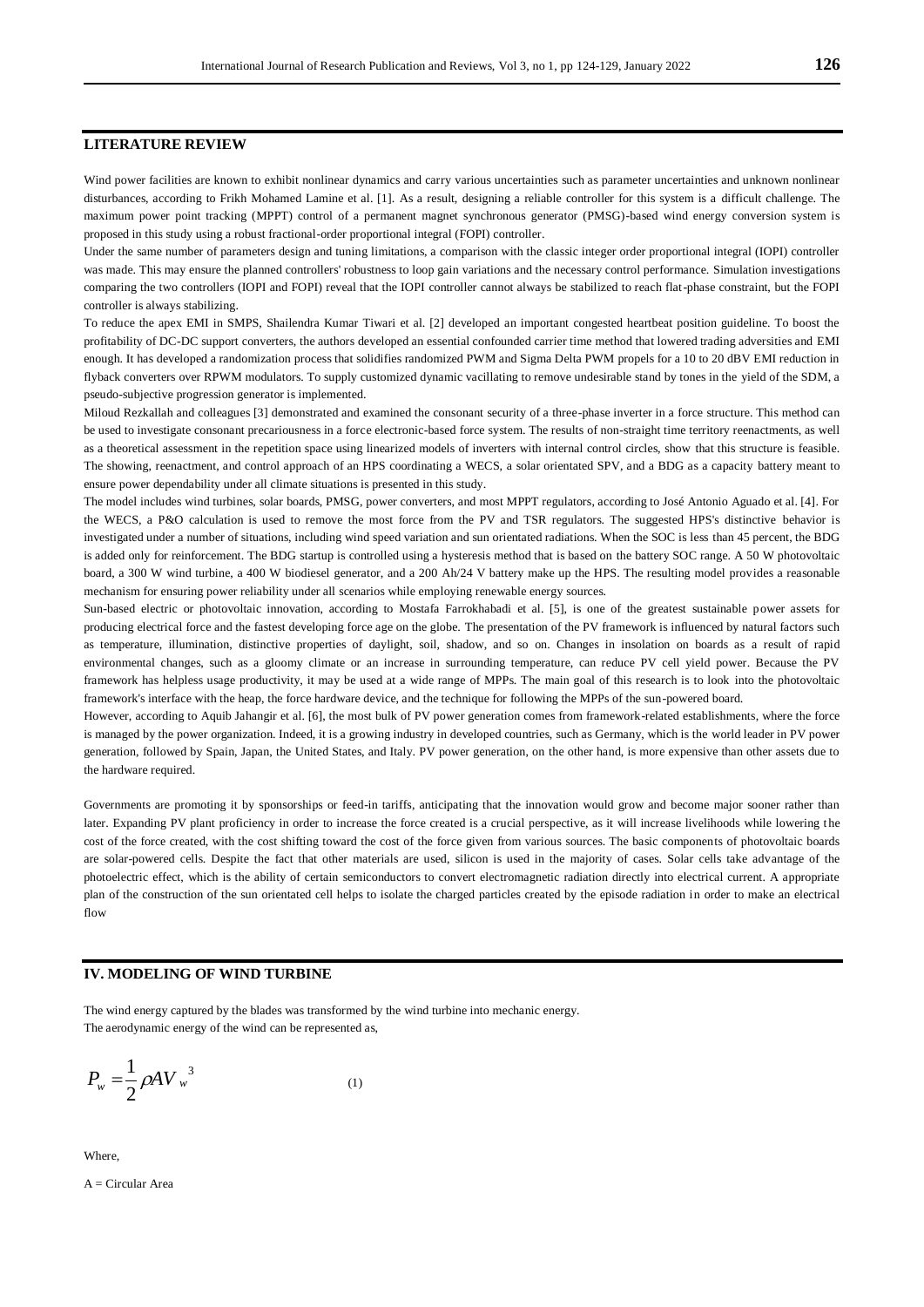## LITERATURE REVIEW

Wind power facilities are known to exhibit nonlinear dynamics and carry various uncertainties such as parameter uncertainties and unknown nonlinear disturbances, according to Frikh Mohamed Lamine et al. [1]. As a result, designing a reliable controller for this system is a difficult challenge. The maximum power point tracking (MPPT) control of a permanent magnet synchronous generator (PMSG)-based wind energy conversion system is proposed in this study using a robust fractional-order proportional integral (FOPI) controller.

Under the same number of parameters design and tuning limitations, a comparison with the classic integer order proportional integral (IOPI) controller was made. This may ensure the planned controllers' robustness to loop gain variations and the necessary control performance. Simulation investigations comparing the two controllers (IOPI and FOPI) reveal that the IOPI controller cannot always be stabilized to reach flat-phase constraint, but the FOPI controller is always stabilizing.

To reduce the apex EMI in SMPS, Shailendra Kumar Tiwari et al. [2] developed an important congested heartbeat position guideline. To boost the profitability of DC-DC support converters, the authors developed an essential confounded carrier time method that lowered trading adversities and EMI enough. It has developed a randomization process that solidifies randomized PWM and Sigma Delta PWM propels for a 10 to 20 dBV EMI reduction in flyback converters over RPWM modulators. To supply customized dynamic vacillating to remove undesirable stand by tones in the yield of the SDM, a pseudo-subjective progression generator is implemented.

Miloud Rezkallah and colleagues [3] demonstrated and examined the consonant security of a three-phase inverter in a force structure. This method can be used to investigate consonant precariousness in a force electronic-based force system. The results of non-straight time territory reenactments, as well as a theoretical assessment in the repetition space using linearized models of inverters with internal control circles, show that this structure is feasible. The showing, reenactment, and control approach of an HPS coordinating a WECS, a solar orientated SPV, and a BDG as a capacity battery meant to ensure power dependability under all climate situations is presented in this study.

The model includes wind turbines, solar boards, PMSG, power converters, and most MPPT regulators, according to José Antonio Aguado et al. [4]. For the WECS, a P&O calculation is used to remove the most force from the PV and TSR regulators. The suggested HPS's distinctive behavior is investigated under a number of situations, including wind speed variation and sun orientated radiations. When the SOC is less than 45 percent, the BDG is added only for reinforcement. The BDG startup is controlled using a hysteresis method that is based on the battery SOC range. A 50 W photovoltaic board, a 300 W wind turbine, a 400 W biodiesel generator, and a 200 Ah/24 V battery make up the HPS. The resulting model provides a reasonable mechanism for ensuring power reliability under all scenarios while employing renewable energy sources.

Sun-based electric or photovoltaic innovation, according to Mostafa Farrokhabadi et al. [5], is one of the greatest sustainable power assets for producing electrical force and the fastest developing force age on the globe. The presentation of the PV framework is influenced by natural factors such as temperature, illumination, distinctive properties of daylight, soil, shadow, and so on. Changes in insolation on boards as a result of rapid environmental changes, such as a gloomy climate or an increase in surrounding temperature, can reduce PV cell yield power. Because the PV framework has helpless usage productivity, it may be used at a wide range of MPPs. The main goal of this research is to look into the photovoltaic framework's interface with the heap, the force hardware device, and the technique for following the MPPs of the sun-powered board.

However, according to Aquib Jahangir et al. [6], the most bulk of PV power generation comes from framework-related establishments, where the force is managed by the power organization. Indeed, it is a growing industry in developed countries, such as Germany, which is the world leader in PV power generation, followed by Spain, Japan, the United States, and Italy. PV power generation, on the other hand, is more expensive than other assets due to the hardware required.

Governments are promoting it by sponsorships or feed-in tariffs, anticipating that the innovation would grow and become major sooner rather than later. Expanding PV plant proficiency in order to increase the force created is a crucial perspective, as it will increase livelihoods while lowering the cost of the force created, with the cost shifting toward the cost of the force given from various sources. The basic components of photovoltaic boards are solar-powered cells. Despite the fact that other materials are used, silicon is used in the majority of cases. Solar cells take advantage of the photoelectric effect, which is the ability of certain semiconductors to convert electromagnetic radiation directly into electrical current. A appropriate plan of the construction of the sun orientated cell helps to isolate the charged particles created by the episode radiation in order to make an electrical flow

## IV. MODELING OF WIND TURBINE

The wind energy captured by the blades was transformed by the wind turbine into mechanic energy.

The aerodynamic energy of the wind can be represented as,

$$P_w = \frac{1}{2}\rho A V_w^{\ 3} \tag{1}$$

Where,

A = Circular Area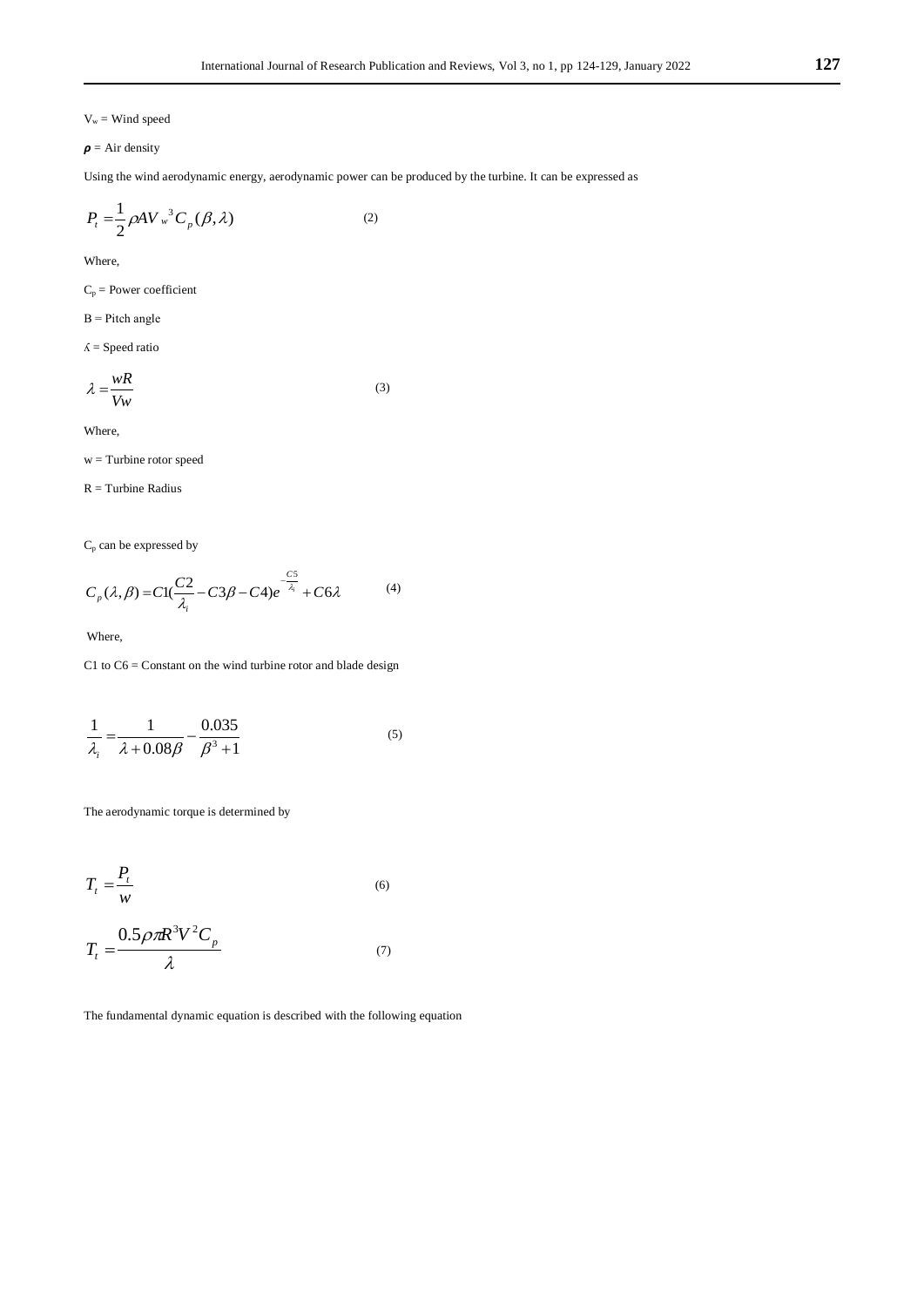$V_w$ = Wind speed

$\rho$ = Air density

Using the wind aerodynamic energy, aerodynamic power can be produced by the turbine. It can be expressed as

$$P_t = \frac{1}{2}\rho A V_w{}^3 C_p(\beta, \lambda) \qquad (2)$$

Where,

$C_p$ = Power coefficient

B = Pitch angle

ʎ = Speed ratio

$$\lambda = \frac{wR}{Vw} \qquad (3)$$

Where,

w = Turbine rotor speed

R = Turbine Radius

$C_p$ can be expressed by

$$C_p(\lambda, \beta) = C1\left(\frac{C2}{\lambda_i} - C3\beta - C4\right)e^{-\frac{C5}{\lambda_i}} + C6\lambda \qquad (4)$$

Where,

C1 to C6 = Constant on the wind turbine rotor and blade design

$$\frac{1}{\lambda_i} = \frac{1}{\lambda + 0.08\beta} - \frac{0.035}{\beta^3 + 1} \qquad (5)$$

The aerodynamic torque is determined by

$$T_t = \frac{P_t}{w} \qquad (6)$$

$$T_t = \frac{0.5\rho\pi R^3 V^2 C_p}{\lambda} \qquad (7)$$

The fundamental dynamic equation is described with the following equation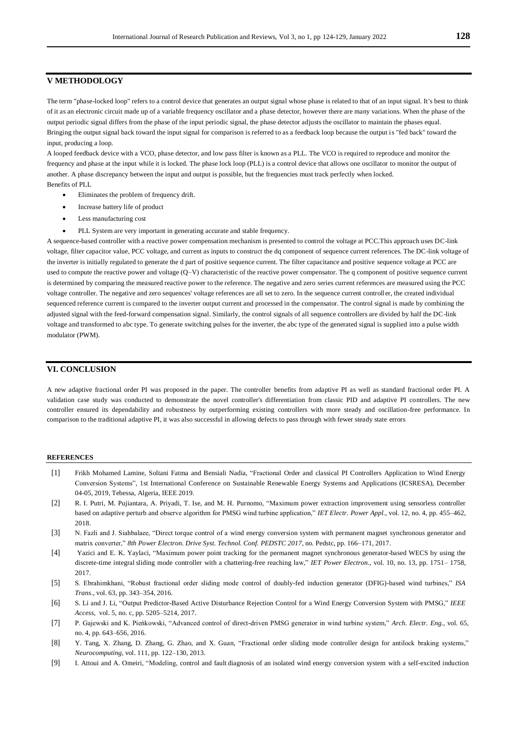## V METHODOLOGY

The term "phase-locked loop" refers to a control device that generates an output signal whose phase is related to that of an input signal. It's best to think of it as an electronic circuit made up of a variable frequency oscillator and a phase detector, however there are many variations. When the phase of the output periodic signal differs from the phase of the input periodic signal, the phase detector adjusts the oscillator to maintain the phases equal. Bringing the output signal back toward the input signal for comparison is referred to as a feedback loop because the output is "fed back" toward the input, producing a loop.

A looped feedback device with a VCO, phase detector, and low pass filter is known as a PLL. The VCO is required to reproduce and monitor the frequency and phase at the input while it is locked. The phase lock loop (PLL) is a control device that allows one oscillator to monitor the output of another. A phase discrepancy between the input and output is possible, but the frequencies must track perfectly when locked.

Benefits of PLL

- Eliminates the problem of frequency drift.
- Increase battery life of product
- Less manufacturing cost
- PLL System are very important in generating accurate and stable frequency.

A sequence-based controller with a reactive power compensation mechanism is presented to control the voltage at PCC.This approach uses DC-link voltage, filter capacitor value, PCC voltage, and current as inputs to construct the dq component of sequence current references. The DC-link voltage of the inverter is initially regulated to generate the d part of positive sequence current. The filter capacitance and positive sequence voltage at PCC are used to compute the reactive power and voltage (Q–V) characteristic of the reactive power compensator. The q component of positive sequence current is determined by comparing the measured reactive power to the reference. The negative and zero series current references are measured using the PCC voltage controller. The negative and zero sequences' voltage references are all set to zero. In the sequence current controller, the created individual sequenced reference current is compared to the inverter output current and processed in the compensator. The control signal is made by combining the adjusted signal with the feed-forward compensation signal. Similarly, the control signals of all sequence controllers are divided by half the DC-link voltage and transformed to abc type. To generate switching pulses for the inverter, the abc type of the generated signal is supplied into a pulse width modulator (PWM).

## VI. CONCLUSION

A new adaptive fractional order PI was proposed in the paper. The controller benefits from adaptive PI as well as standard fractional order PI. A validation case study was conducted to demonstrate the novel controller's differentiation from classic PID and adaptive PI controllers. The new controller ensured its dependability and robustness by outperforming existing controllers with more steady and oscillation-free performance. In comparison to the traditional adaptive PI, it was also successful in allowing defects to pass through with fewer steady state errors

### REFERENCES

[1] Frikh Mohamed Lamine, Soltani Fatma and Bensiali Nadia, "Fractional Order and classical PI Controllers Application to Wind Energy Conversion Systems", 1st International Conference on Sustainable Renewable Energy Systems and Applications (ICSRESA), December 04-05, 2019, Tebessa, Algeria, IEEE 2019.

[2] R. I. Putri, M. Pujiantara, A. Priyadi, T. Ise, and M. H. Purnomo, "Maximum power extraction improvement using sensorless controller based on adaptive perturb and observe algorithm for PMSG wind turbine application," *IET Electr. Power Appl.*, vol. 12, no. 4, pp. 455–462, 2018.

[3] N. Fazli and J. Siahbalaee, "Direct torque control of a wind energy conversion system with permanent magnet synchronous generator and matrix converter," *8th Power Electron. Drive Syst. Technol. Conf. PEDSTC 2017*, no. Pedstc, pp. 166–171, 2017.

[4] Yazici and E. K. Yaylaci, "Maximum power point tracking for the permanent magnet synchronous generator-based WECS by using the discrete-time integral sliding mode controller with a chattering-free reaching law," *IET Power Electron.*, vol. 10, no. 13, pp. 1751– 1758, 2017.

[5] S. Ebrahimkhani, "Robust fractional order sliding mode control of doubly-fed induction generator (DFIG)-based wind turbines," *ISA Trans.*, vol. 63, pp. 343–354, 2016.

[6] S. Li and J. Li, "Output Predictor-Based Active Disturbance Rejection Control for a Wind Energy Conversion System with PMSG," *IEEE Access*, vol. 5, no. c, pp. 5205–5214, 2017.

[7] P. Gajewski and K. Pieńkowski, "Advanced control of direct-driven PMSG generator in wind turbine system," *Arch. Electr. Eng.*, vol. 65, no. 4, pp. 643–656, 2016.

[8] Y. Tang, X. Zhang, D. Zhang, G. Zhao, and X. Guan, "Fractional order sliding mode controller design for antilock braking systems," *Neurocomputing*, vol. 111, pp. 122–130, 2013.

[9] I. Attoui and A. Omeiri, "Modeling, control and fault diagnosis of an isolated wind energy conversion system with a self-excited induction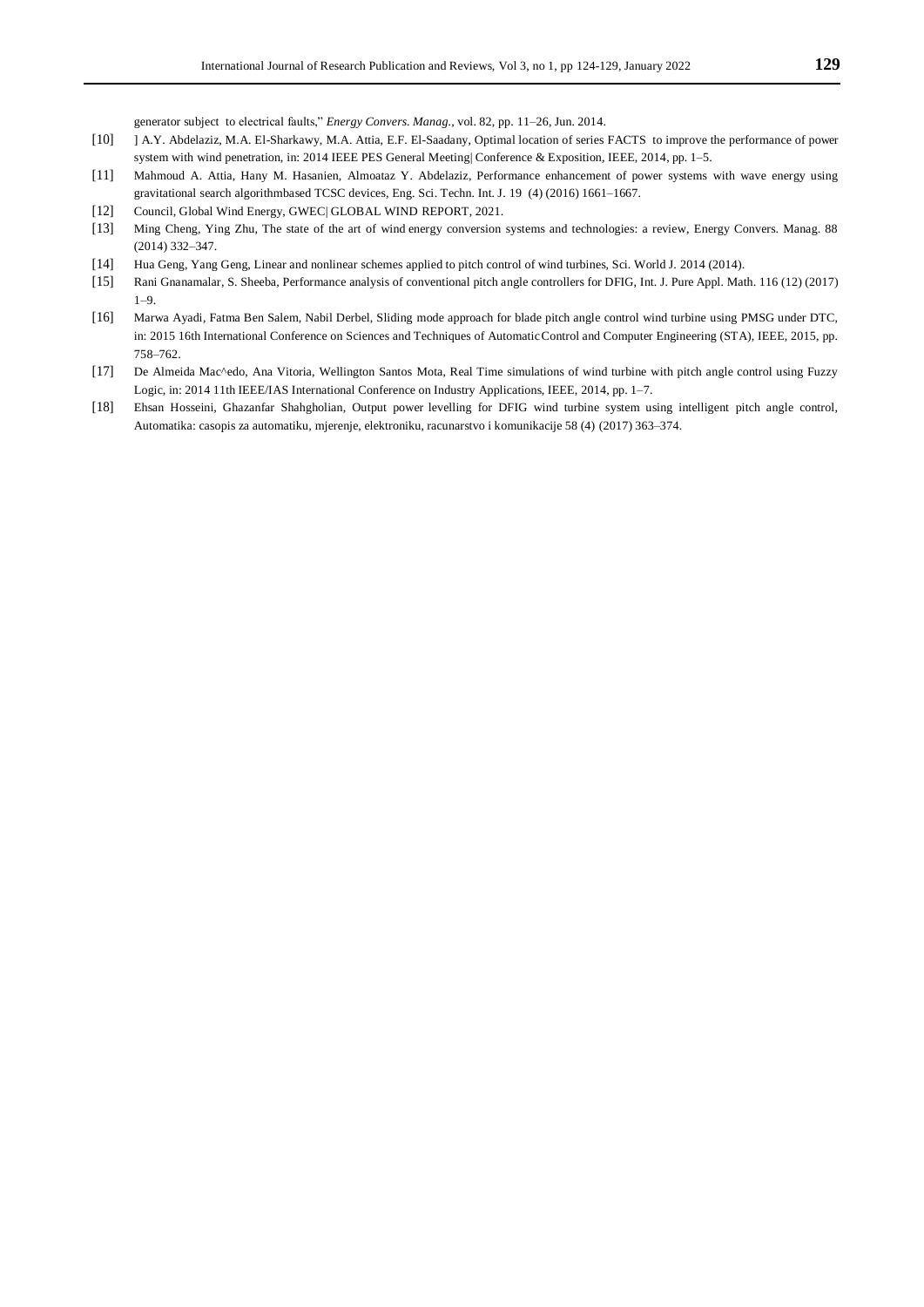generator subject to electrical faults," *Energy Convers. Manag.*, vol. 82, pp. 11–26, Jun. 2014.

[10] ] A.Y. Abdelaziz, M.A. El-Sharkawy, M.A. Attia, E.F. El-Saadany, Optimal location of series FACTS to improve the performance of power system with wind penetration, in: 2014 IEEE PES General Meeting| Conference & Exposition, IEEE, 2014, pp. 1–5.

[11] Mahmoud A. Attia, Hany M. Hasanien, Almoataz Y. Abdelaziz, Performance enhancement of power systems with wave energy using gravitational search algorithmbased TCSC devices, Eng. Sci. Techn. Int. J. 19 (4) (2016) 1661–1667.

[12] Council, Global Wind Energy, GWEC| GLOBAL WIND REPORT, 2021.

[13] Ming Cheng, Ying Zhu, The state of the art of wind energy conversion systems and technologies: a review, Energy Convers. Manag. 88 (2014) 332–347.

[14] Hua Geng, Yang Geng, Linear and nonlinear schemes applied to pitch control of wind turbines, Sci. World J. 2014 (2014).

[15] Rani Gnanamalar, S. Sheeba, Performance analysis of conventional pitch angle controllers for DFIG, Int. J. Pure Appl. Math. 116 (12) (2017) 1–9.

[16] Marwa Ayadi, Fatma Ben Salem, Nabil Derbel, Sliding mode approach for blade pitch angle control wind turbine using PMSG under DTC, in: 2015 16th International Conference on Sciences and Techniques of Automatic Control and Computer Engineering (STA), IEEE, 2015, pp. 758–762.

[17] De Almeida Mac^edo, Ana Vitoria, Wellington Santos Mota, Real Time simulations of wind turbine with pitch angle control using Fuzzy Logic, in: 2014 11th IEEE/IAS International Conference on Industry Applications, IEEE, 2014, pp. 1–7.

[18] Ehsan Hosseini, Ghazanfar Shahgholian, Output power levelling for DFIG wind turbine system using intelligent pitch angle control, Automatika: casopis za automatiku, mjerenje, elektroniku, racunarstvo i komunikacije 58 (4) (2017) 363–374.